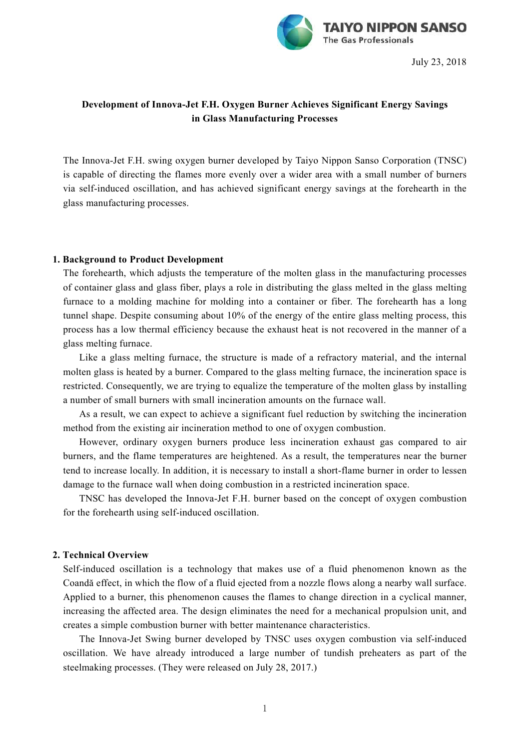July 23, 2018

# Development of Innova-Jet F.H. Oxygen Burner Achieves Significant Energy Savings in Glass Manufacturing Processes

The Innova-Jet F.H. swing oxygen burner developed by Taiyo Nippon Sanso Corporation (TNSC) is capable of directing the flames more evenly over a wider area with a small number of burners via self-induced oscillation, and has achieved significant energy savings at the forehearth in the glass manufacturing processes.

## 1. Background to Product Development

The forehearth, which adjusts the temperature of the molten glass in the manufacturing processes of container glass and glass fiber, plays a role in distributing the glass melted in the glass melting furnace to a molding machine for molding into a container or fiber. The forehearth has a long tunnel shape. Despite consuming about 10% of the energy of the entire glass melting process, this process has a low thermal efficiency because the exhaust heat is not recovered in the manner of a glass melting furnace.

Like a glass melting furnace, the structure is made of a refractory material, and the internal molten glass is heated by a burner. Compared to the glass melting furnace, the incineration space is restricted. Consequently, we are trying to equalize the temperature of the molten glass by installing a number of small burners with small incineration amounts on the furnace wall.

As a result, we can expect to achieve a significant fuel reduction by switching the incineration method from the existing air incineration method to one of oxygen combustion.

However, ordinary oxygen burners produce less incineration exhaust gas compared to air burners, and the flame temperatures are heightened. As a result, the temperatures near the burner tend to increase locally. In addition, it is necessary to install a short-flame burner in order to lessen damage to the furnace wall when doing combustion in a restricted incineration space.

TNSC has developed the Innova-Jet F.H. burner based on the concept of oxygen combustion for the forehearth using self-induced oscillation.

## 2. Technical Overview

Self-induced oscillation is a technology that makes use of a fluid phenomenon known as the Coandă effect, in which the flow of a fluid ejected from a nozzle flows along a nearby wall surface. Applied to a burner, this phenomenon causes the flames to change direction in a cyclical manner, increasing the affected area. The design eliminates the need for a mechanical propulsion unit, and creates a simple combustion burner with better maintenance characteristics.

The Innova-Jet Swing burner developed by TNSC uses oxygen combustion via self-induced oscillation. We have already introduced a large number of tundish preheaters as part of the steelmaking processes. (They were released on July 28, 2017.)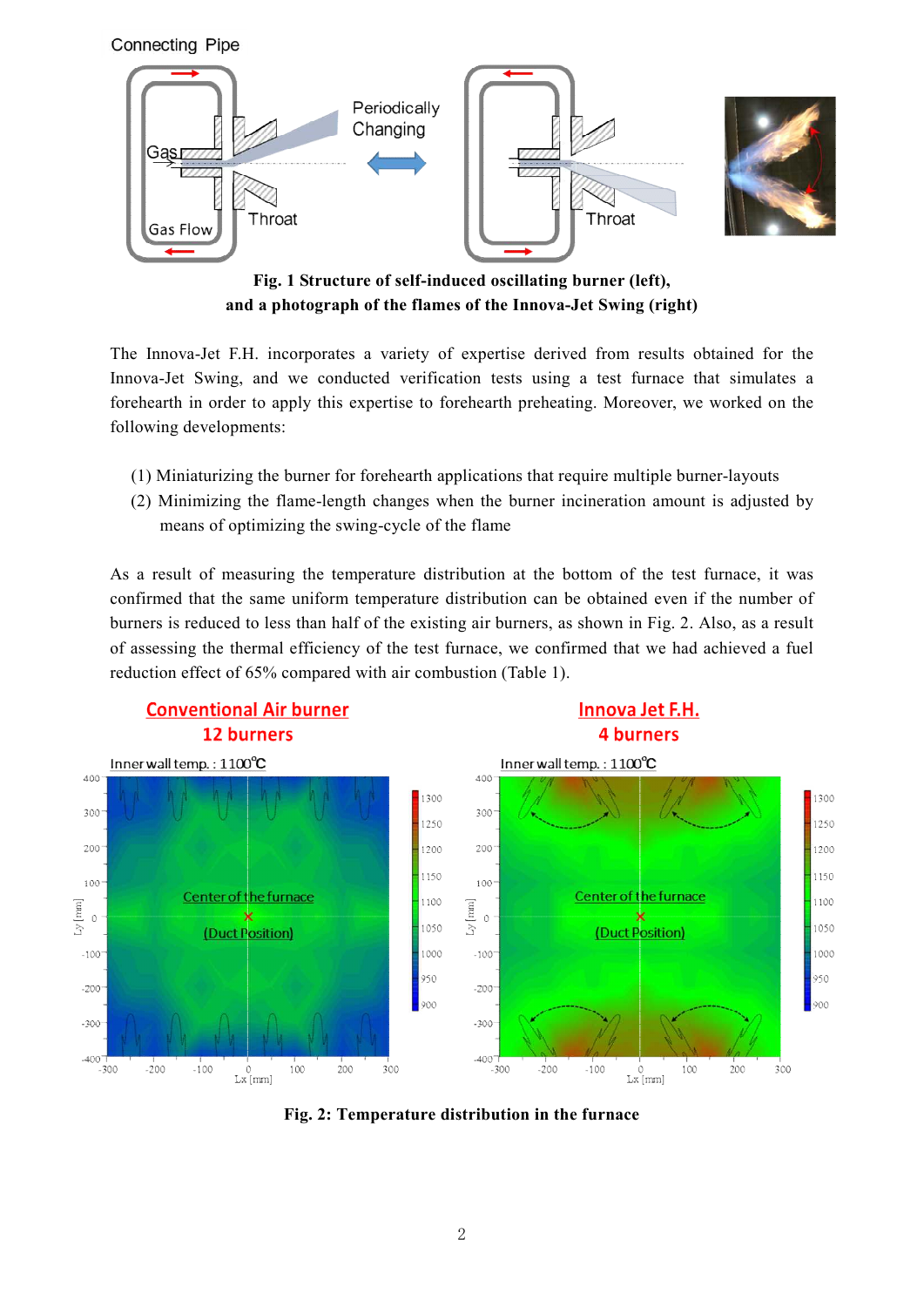**Fig. 1 Structure of self-induced oscillating burner (left), and a photograph of the flames of the Innova-Jet Swing (right)**

The Innova-Jet F.H. incorporates a variety of expertise derived from results obtained for the Innova-Jet Swing, and we conducted verification tests using a test furnace that simulates a forehearth in order to apply this expertise to forehearth preheating. Moreover, we worked on the following developments:

(1) Miniaturizing the burner for forehearth applications that require multiple burner-layouts

(2) Minimizing the flame-length changes when the burner incineration amount is adjusted by means of optimizing the swing-cycle of the flame

As a result of measuring the temperature distribution at the bottom of the test furnace, it was confirmed that the same uniform temperature distribution can be obtained even if the number of burners is reduced to less than half of the existing air burners, as shown in Fig. 2. Also, as a result of assessing the thermal efficiency of the test furnace, we confirmed that we had achieved a fuel reduction effect of 65% compared with air combustion (Table 1).

**Fig. 2: Temperature distribution in the furnace**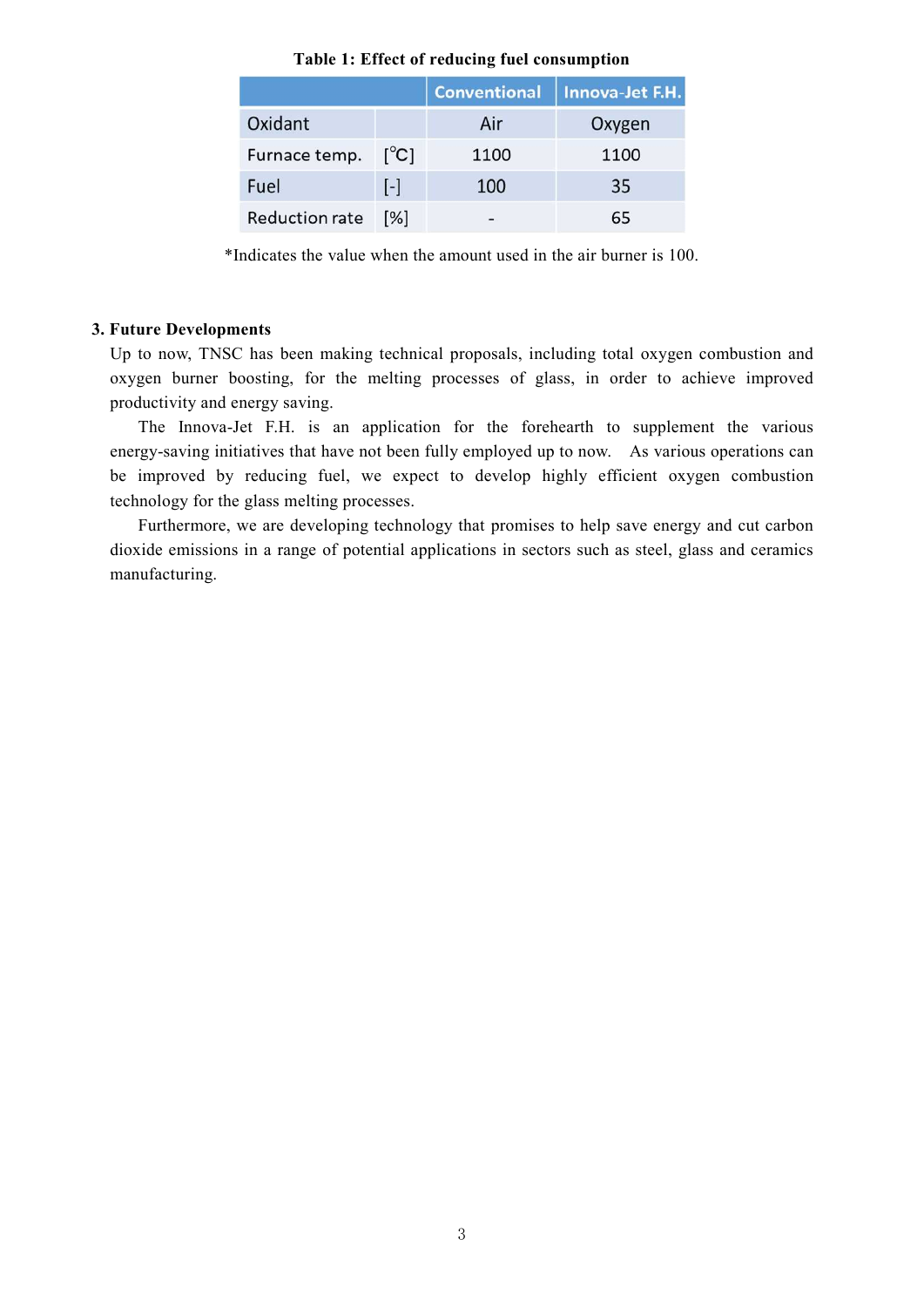**Table 1: Effect of reducing fuel consumption**

| | | Conventional | Innova-Jet F.H. |
|---|---|---|---|
| Oxidant | | Air | Oxygen |
| Furnace temp. | [°C] | 1100 | 1100 |
| Fuel | [-] | 100 | 35 |
| Reduction rate | [%] | - | 65 |

*Indicates the value when the amount used in the air burner is 100.

### 3. Future Developments

Up to now, TNSC has been making technical proposals, including total oxygen combustion and oxygen burner boosting, for the melting processes of glass, in order to achieve improved productivity and energy saving.

The Innova-Jet F.H. is an application for the forehearth to supplement the various energy-saving initiatives that have not been fully employed up to now. As various operations can be improved by reducing fuel, we expect to develop highly efficient oxygen combustion technology for the glass melting processes.

Furthermore, we are developing technology that promises to help save energy and cut carbon dioxide emissions in a range of potential applications in sectors such as steel, glass and ceramics manufacturing.